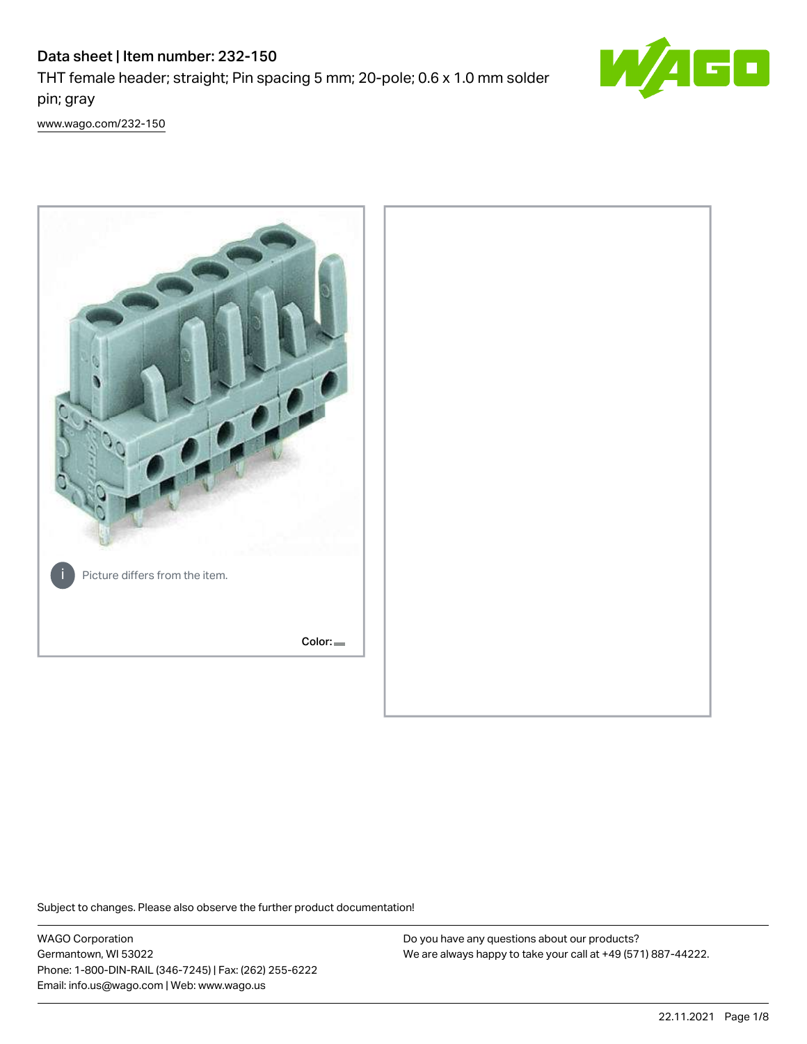# Data sheet | Item number: 232-150

THT female header; straight; Pin spacing 5 mm; 20-pole; 0.6 x 1.0 mm solder pin; gray

www.wago.com/232-150

Picture differs from the item.

Color:

Subject to changes. Please also observe the further product documentation!

WAGO Corporation
Germantown, WI 53022
Phone: 1-800-DIN-RAIL (346-7245) | Fax: (262) 255-6222
Email: info.us@wago.com | Web: www.wago.us

Do you have any questions about our products?
We are always happy to take your call at +49 (571) 887-44222.

22.11.2021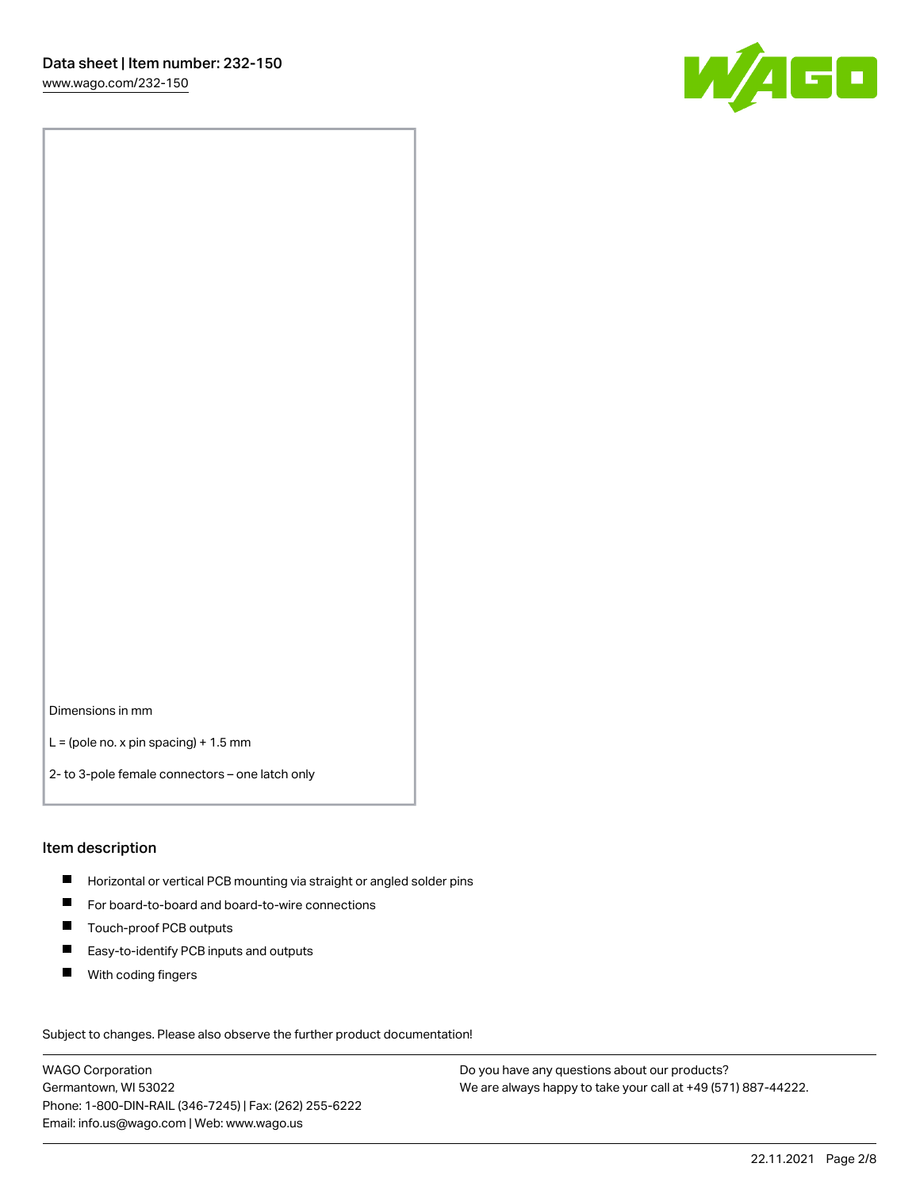Dimensions in mm

L = (pole no. x pin spacing) + 1.5 mm

2- to 3-pole female connectors – one latch only

## Item description

- Horizontal or vertical PCB mounting via straight or angled solder pins
- For board-to-board and board-to-wire connections
- Touch-proof PCB outputs
- Easy-to-identify PCB inputs and outputs
- With coding fingers

Subject to changes. Please also observe the further product documentation!

WAGO Corporation
Germantown, WI 53022
Phone: 1-800-DIN-RAIL (346-7245) | Fax: (262) 255-6222
Email: info.us@wago.com | Web: www.wago.us

Do you have any questions about our products?
We are always happy to take your call at +49 (571) 887-44222.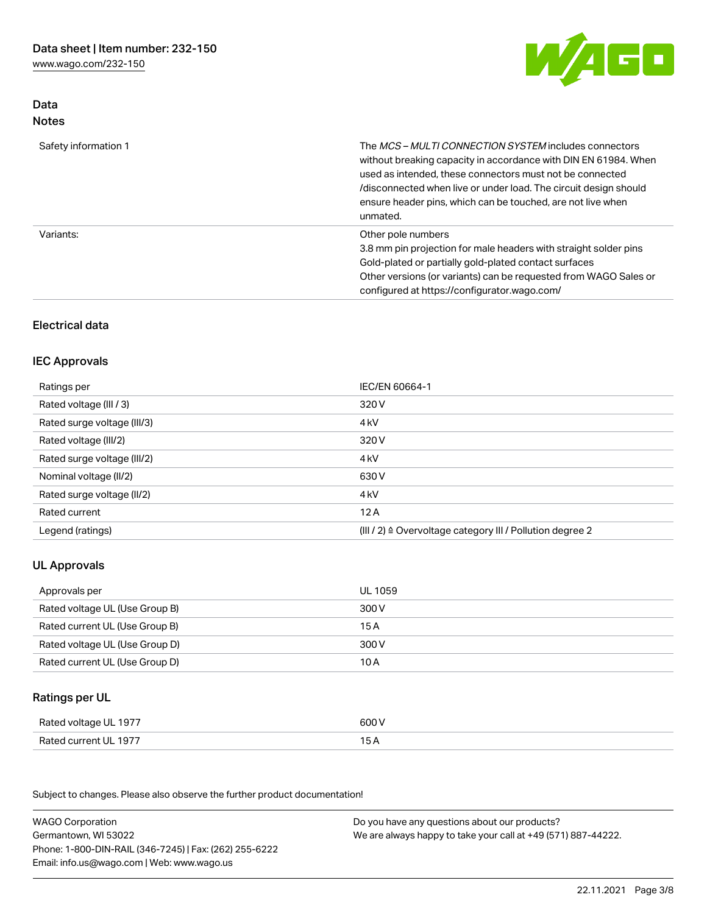## Data
### Notes

| | |
|---|---|
| Safety information 1 | The *MCS – MULTI CONNECTION SYSTEM* includes connectors without breaking capacity in accordance with DIN EN 61984. When used as intended, these connectors must not be connected /disconnected when live or under load. The circuit design should ensure header pins, which can be touched, are not live when unmated. |
| Variants: | Other pole numbers<br>3.8 mm pin projection for male headers with straight solder pins<br>Gold-plated or partially gold-plated contact surfaces<br>Other versions (or variants) can be requested from WAGO Sales or configured at https://configurator.wago.com/ |

## Electrical data

### IEC Approvals

| | |
|---|---|
| Ratings per | IEC/EN 60664-1 |
| Rated voltage (III / 3) | 320 V |
| Rated surge voltage (III/3) | 4 kV |
| Rated voltage (III/2) | 320 V |
| Rated surge voltage (III/2) | 4 kV |
| Nominal voltage (II/2) | 630 V |
| Rated surge voltage (II/2) | 4 kV |
| Rated current | 12 A |
| Legend (ratings) | (III / 2) ≙ Overvoltage category III / Pollution degree 2 |

### UL Approvals

| | |
|---|---|
| Approvals per | UL 1059 |
| Rated voltage UL (Use Group B) | 300 V |
| Rated current UL (Use Group B) | 15 A |
| Rated voltage UL (Use Group D) | 300 V |
| Rated current UL (Use Group D) | 10 A |

### Ratings per UL

| | |
|---|---|
| Rated voltage UL 1977 | 600 V |
| Rated current UL 1977 | 15 A |

Subject to changes. Please also observe the further product documentation!

WAGO Corporation
Germantown, WI 53022
Phone: 1-800-DIN-RAIL (346-7245) | Fax: (262) 255-6222
Email: info.us@wago.com | Web: www.wago.us

Do you have any questions about our products?
We are always happy to take your call at +49 (571) 887-44222.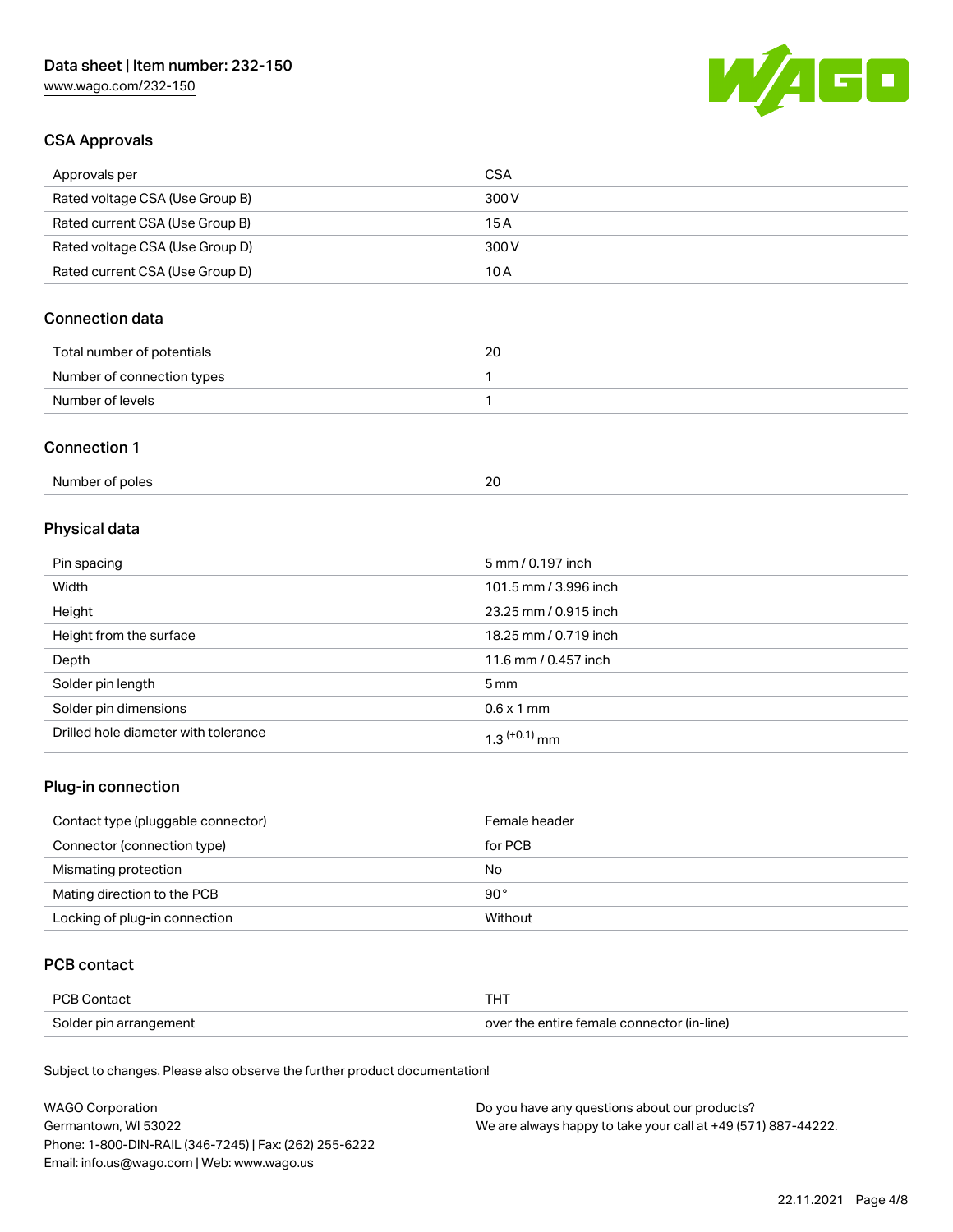## CSA Approvals

| Approvals per | CSA |
| --- | --- |
| Rated voltage CSA (Use Group B) | 300 V |
| Rated current CSA (Use Group B) | 15 A |
| Rated voltage CSA (Use Group D) | 300 V |
| Rated current CSA (Use Group D) | 10 A |

## Connection data

| Total number of potentials | 20 |
| --- | --- |
| Number of connection types | 1 |
| Number of levels | 1 |

## Connection 1

| Number of poles | 20 |
| --- | --- |

## Physical data

| Pin spacing | 5 mm / 0.197 inch |
| --- | --- |
| Width | 101.5 mm / 3.996 inch |
| Height | 23.25 mm / 0.915 inch |
| Height from the surface | 18.25 mm / 0.719 inch |
| Depth | 11.6 mm / 0.457 inch |
| Solder pin length | 5 mm |
| Solder pin dimensions | 0.6 x 1 mm |
| Drilled hole diameter with tolerance | $1.3^{(+0.1)}$ mm |

## Plug-in connection

| Contact type (pluggable connector) | Female header |
| --- | --- |
| Connector (connection type) | for PCB |
| Mismating protection | No |
| Mating direction to the PCB | 90° |
| Locking of plug-in connection | Without |

## PCB contact

| PCB Contact | THT |
| --- | --- |
| Solder pin arrangement | over the entire female connector (in-line) |

Subject to changes. Please also observe the further product documentation!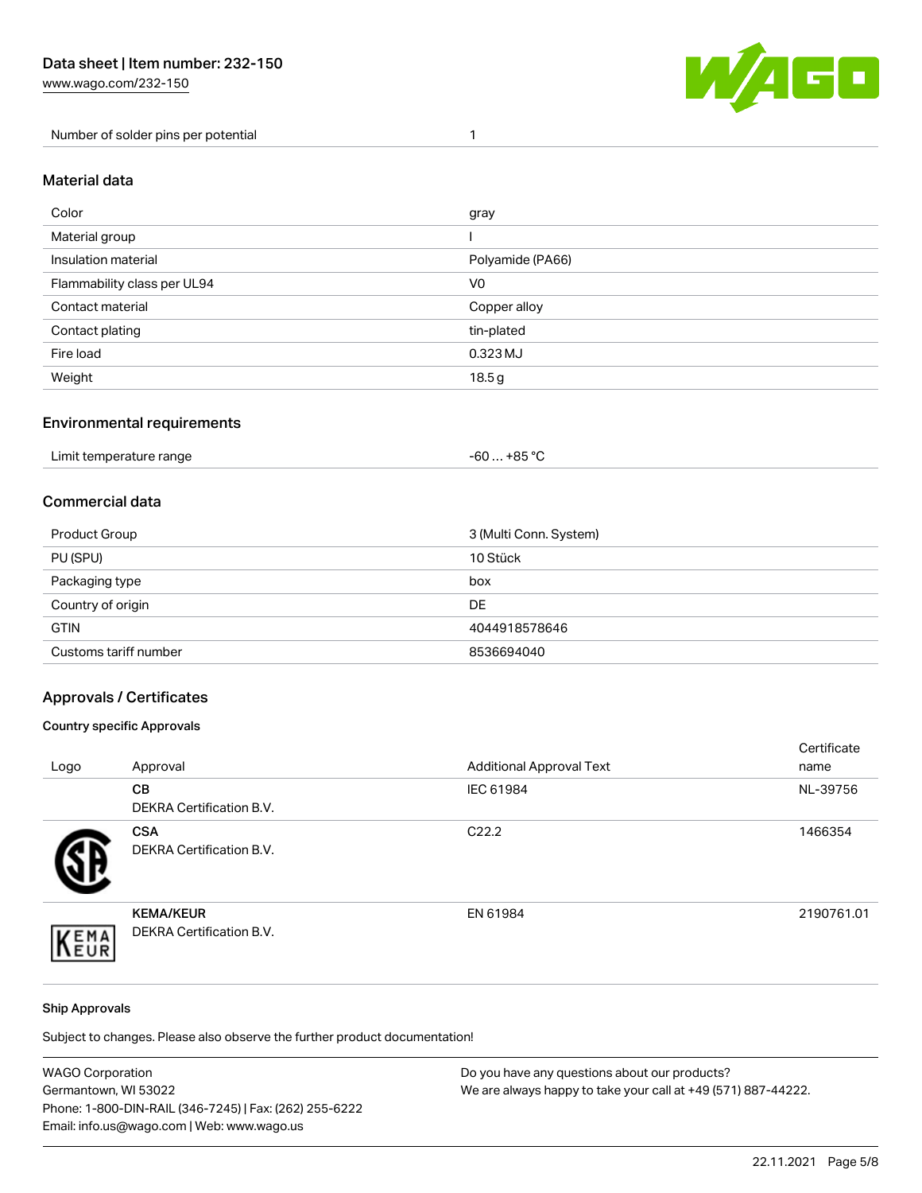| Number of solder pins per potential | 1 |
| --- | --- |

## Material data

| Color | gray |
| --- | --- |
| Material group | I |
| Insulation material | Polyamide (PA66) |
| Flammability class per UL94 | V0 |
| Contact material | Copper alloy |
| Contact plating | tin-plated |
| Fire load | 0.323 MJ |
| Weight | 18.5 g |

## Environmental requirements

| Limit temperature range | -60 … +85 °C |
| --- | --- |

## Commercial data

| Product Group | 3 (Multi Conn. System) |
| --- | --- |
| PU (SPU) | 10 Stück |
| Packaging type | box |
| Country of origin | DE |
| GTIN | 4044918578646 |
| Customs tariff number | 8536694040 |

## Approvals / Certificates

### Country specific Approvals

| Logo | Approval | Additional Approval Text | Certificate name |
| --- | --- | --- | --- |
| | **CB** DEKRA Certification B.V. | IEC 61984 | NL-39756 |
| | **CSA** DEKRA Certification B.V. | C22.2 | 1466354 |
| | **KEMA/KEUR** DEKRA Certification B.V. | EN 61984 | 2190761.01 |

### Ship Approvals

Subject to changes. Please also observe the further product documentation!

WAGO Corporation
Germantown, WI 53022
Phone: 1-800-DIN-RAIL (346-7245) | Fax: (262) 255-6222
Email: info.us@wago.com | Web: www.wago.us

Do you have any questions about our products?
We are always happy to take your call at +49 (571) 887-44222.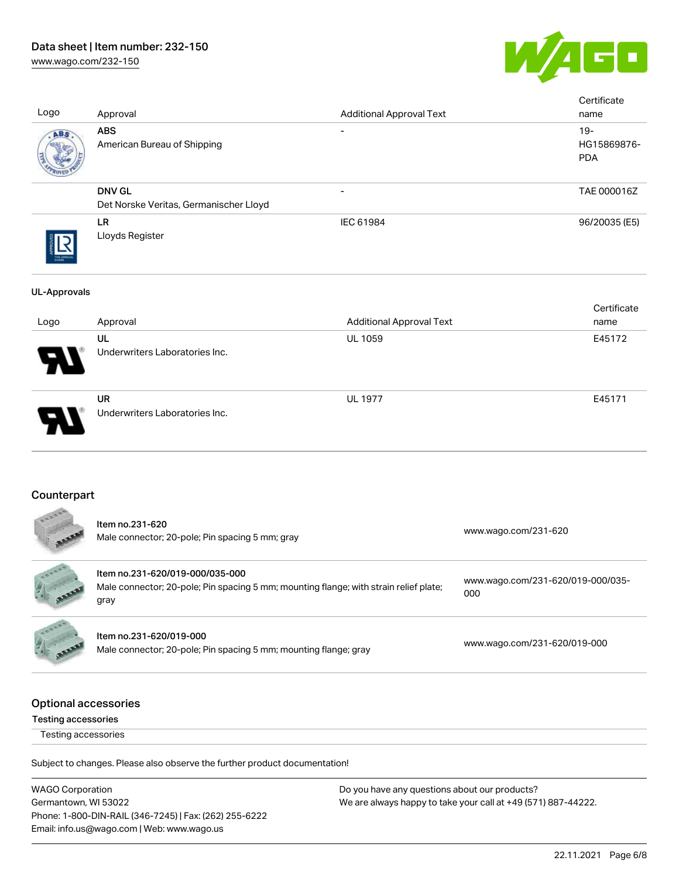| Logo | Approval | Additional Approval Text | Certificate name |
| --- | --- | --- | --- |
| | **ABS** American Bureau of Shipping | - | 19-HG15869876-PDA |
| | **DNV GL** Det Norske Veritas, Germanischer Lloyd | - | TAE 000016Z |
| | **LR** Lloyds Register | IEC 61984 | 96/20035 (E5) |

**UL-Approvals**

| Logo | Approval | Additional Approval Text | Certificate name |
| --- | --- | --- | --- |
| | **UL** Underwriters Laboratories Inc. | UL 1059 | E45172 |
| | **UR** Underwriters Laboratories Inc. | UL 1977 | E45171 |

## Counterpart

| | | |
| --- | --- | --- |
| | **Item no.231-620** Male connector; 20-pole; Pin spacing 5 mm; gray | www.wago.com/231-620 |
| | **Item no.231-620/019-000/035-000** Male connector; 20-pole; Pin spacing 5 mm; mounting flange; with strain relief plate; gray | www.wago.com/231-620/019-000/035-000 |
| | **Item no.231-620/019-000** Male connector; 20-pole; Pin spacing 5 mm; mounting flange; gray | www.wago.com/231-620/019-000 |

## Optional accessories

### Testing accessories

Testing accessories

Subject to changes. Please also observe the further product documentation!

WAGO Corporation
Germantown, WI 53022
Phone: 1-800-DIN-RAIL (346-7245) | Fax: (262) 255-6222
Email: info.us@wago.com | Web: www.wago.us

Do you have any questions about our products?
We are always happy to take your call at +49 (571) 887-44222.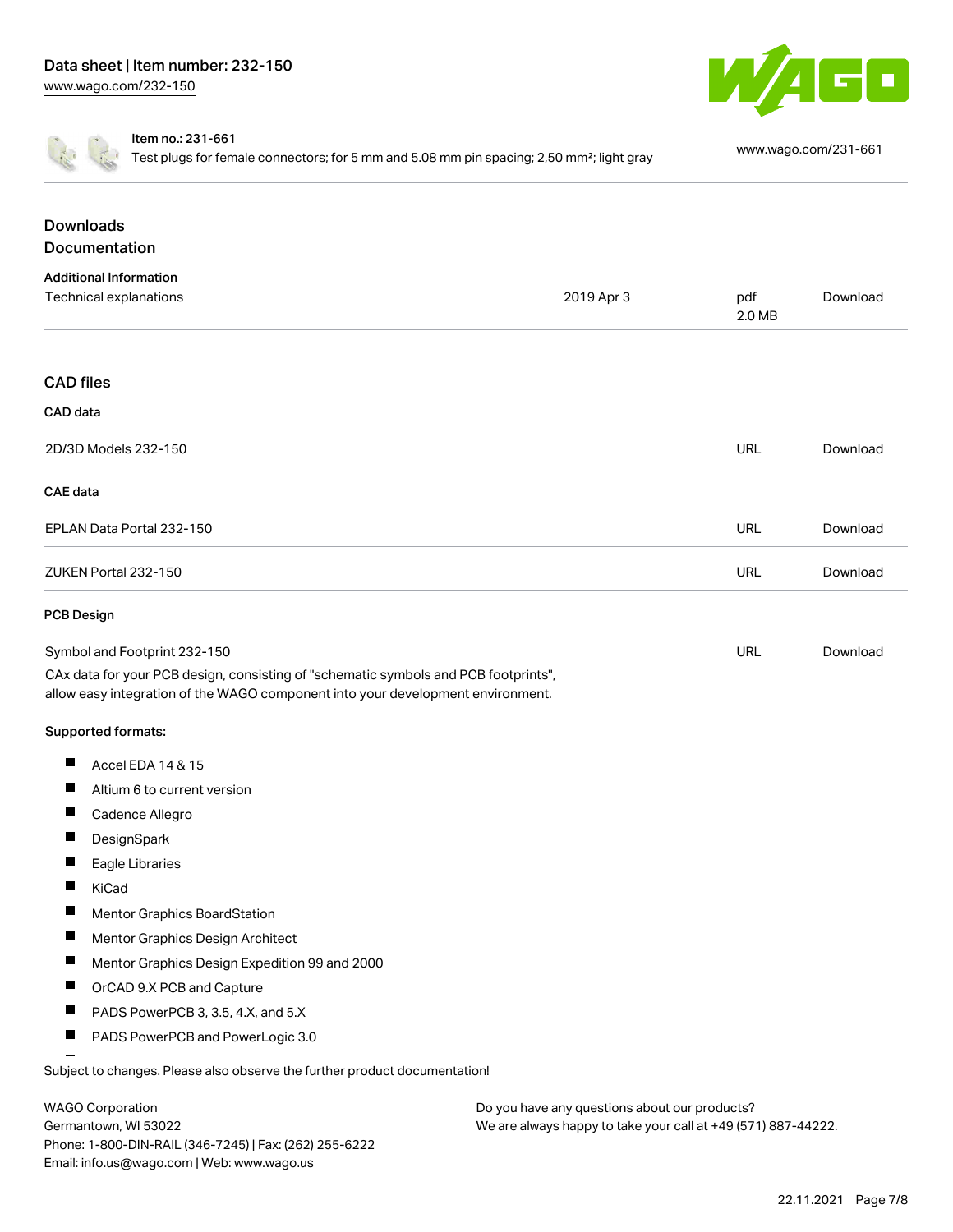Item no.: 231-661
Test plugs for female connectors; for 5 mm and 5.08 mm pin spacing; 2,50 mm²; light gray

www.wago.com/231-661

## Downloads

### Documentation

**Additional Information**

| | | | |
|---|---|---|---|
| Technical explanations | 2019 Apr 3 | pdf 2.0 MB | Download |

### CAD files

**CAD data**

| | | |
|---|---|---|
| 2D/3D Models 232-150 | URL | Download |

**CAE data**

| | | |
|---|---|---|
| EPLAN Data Portal 232-150 | URL | Download |
| ZUKEN Portal 232-150 | URL | Download |

**PCB Design**

| | | |
|---|---|---|
| Symbol and Footprint 232-150 | URL | Download |

CAx data for your PCB design, consisting of "schematic symbols and PCB footprints", allow easy integration of the WAGO component into your development environment.

**Supported formats:**

- Accel EDA 14 & 15
- Altium 6 to current version
- Cadence Allegro
- DesignSpark
- Eagle Libraries
- KiCad
- Mentor Graphics BoardStation
- Mentor Graphics Design Architect
- Mentor Graphics Design Expedition 99 and 2000
- OrCAD 9.X PCB and Capture
- PADS PowerPCB 3, 3.5, 4.X, and 5.X
- PADS PowerPCB and PowerLogic 3.0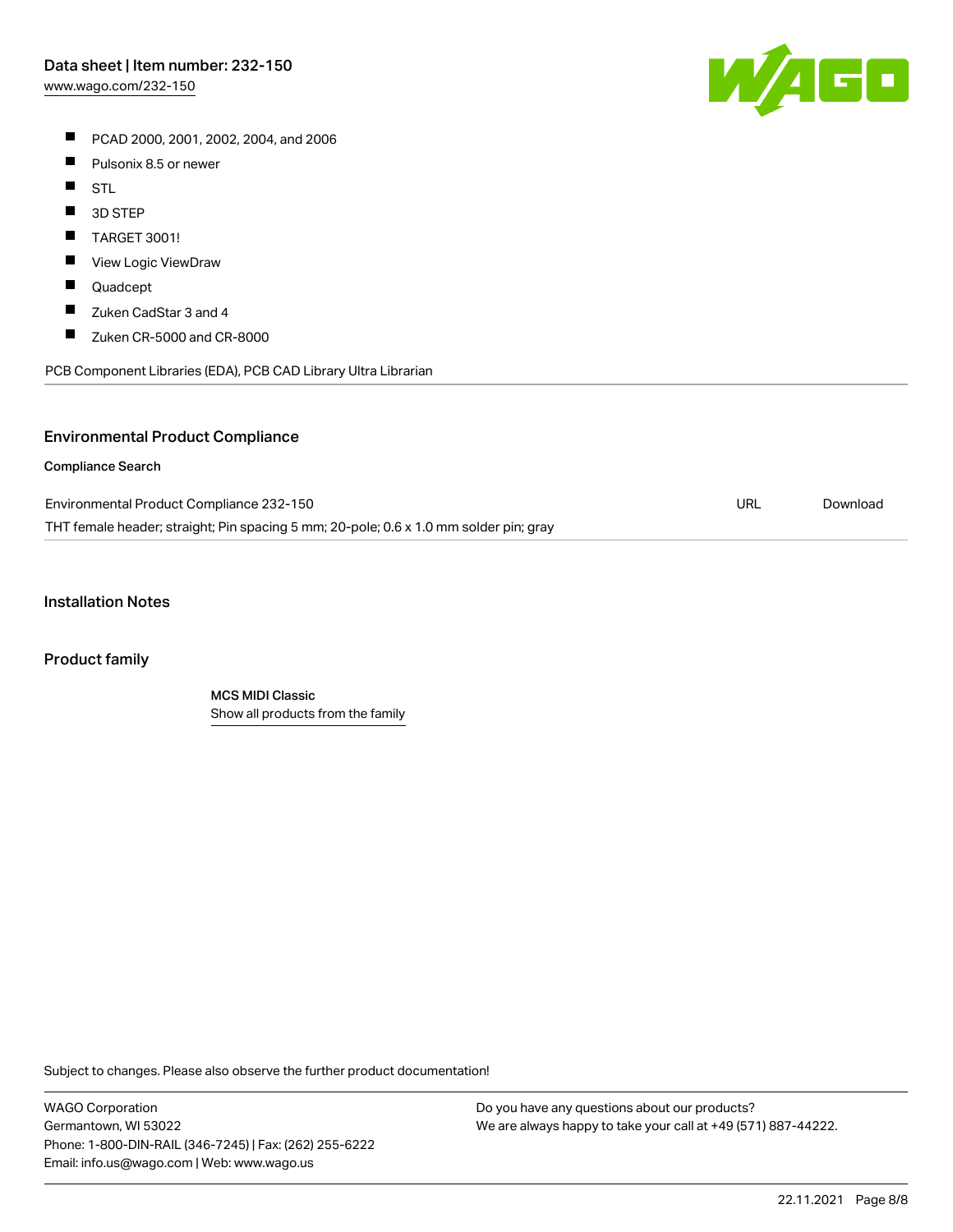- PCAD 2000, 2001, 2002, 2004, and 2006
- Pulsonix 8.5 or newer
- STL
- 3D STEP
- TARGET 3001!
- View Logic ViewDraw
- Quadcept
- Zuken CadStar 3 and 4
- Zuken CR-5000 and CR-8000

PCB Component Libraries (EDA), PCB CAD Library Ultra Librarian

## Environmental Product Compliance

**Compliance Search**

| | | |
|---|---|---|
| Environmental Product Compliance 232-150 | URL | Download |
| THT female header; straight; Pin spacing 5 mm; 20-pole; 0.6 x 1.0 mm solder pin; gray | | |

## Installation Notes

## Product family

MCS MIDI Classic
Show all products from the family

Subject to changes. Please also observe the further product documentation!

WAGO Corporation
Germantown, WI 53022
Phone: 1-800-DIN-RAIL (346-7245) | Fax: (262) 255-6222
Email: info.us@wago.com | Web: www.wago.us

Do you have any questions about our products?
We are always happy to take your call at +49 (571) 887-44222.

22.11.2021